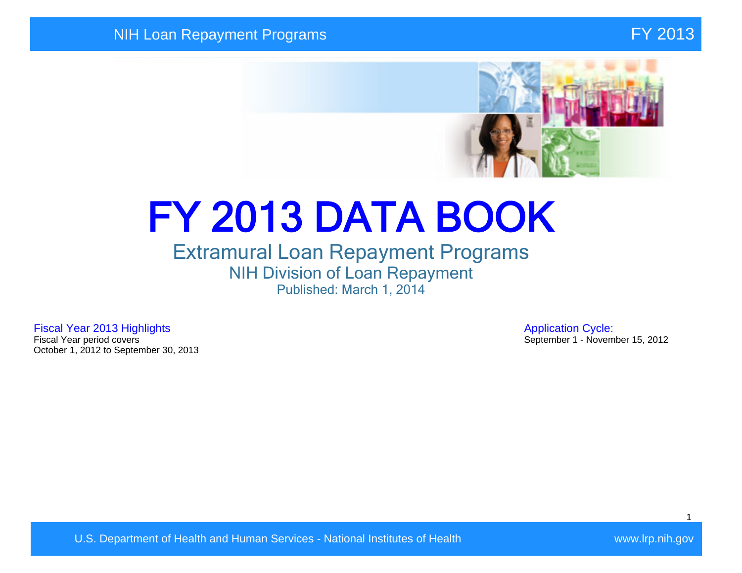# FY 2013 DATA BOOK

## Extramural Loan Repayment Programs

### NIH Division of Loan Repayment

Published: March 1, 2014

**Fiscal Year 2013 Highlights**

Fiscal Year period covers
October 1, 2012 to September 30, 2013

**Application Cycle:**

September 1 - November 15, 2012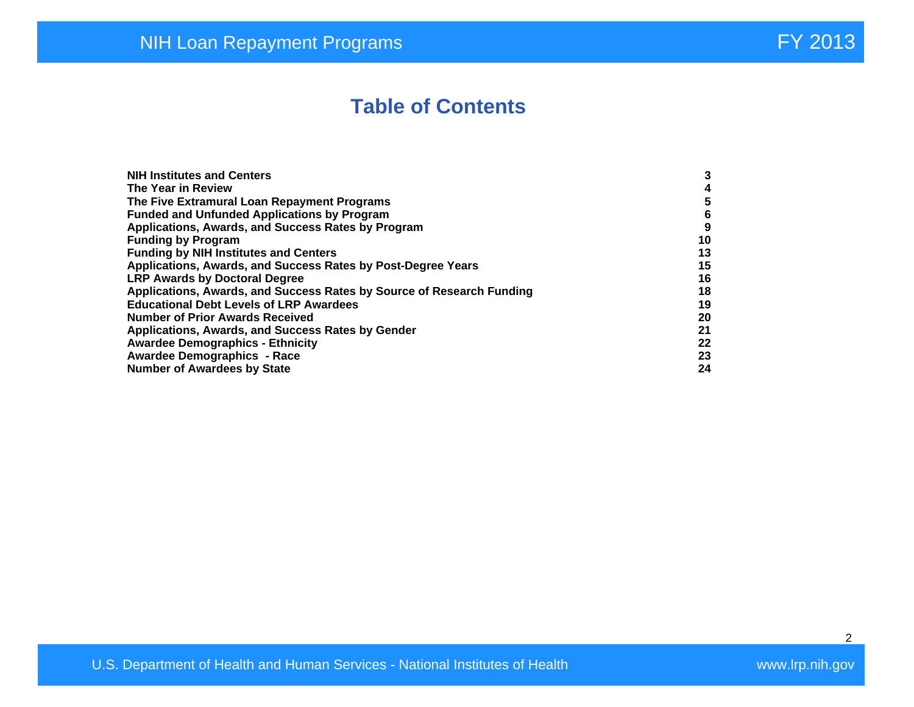# Table of Contents

| | |
|---|---|
| **NIH Institutes and Centers** | **3** |
| **The Year in Review** | **4** |
| **The Five Extramural Loan Repayment Programs** | **5** |
| **Funded and Unfunded Applications by Program** | **6** |
| **Applications, Awards, and Success Rates by Program** | **9** |
| **Funding by Program** | **10** |
| **Funding by NIH Institutes and Centers** | **13** |
| **Applications, Awards, and Success Rates by Post-Degree Years** | **15** |
| **LRP Awards by Doctoral Degree** | **16** |
| **Applications, Awards, and Success Rates by Source of Research Funding** | **18** |
| **Educational Debt Levels of LRP Awardees** | **19** |
| **Number of Prior Awards Received** | **20** |
| **Applications, Awards, and Success Rates by Gender** | **21** |
| **Awardee Demographics - Ethnicity** | **22** |
| **Awardee Demographics - Race** | **23** |
| **Number of Awardees by State** | **24** |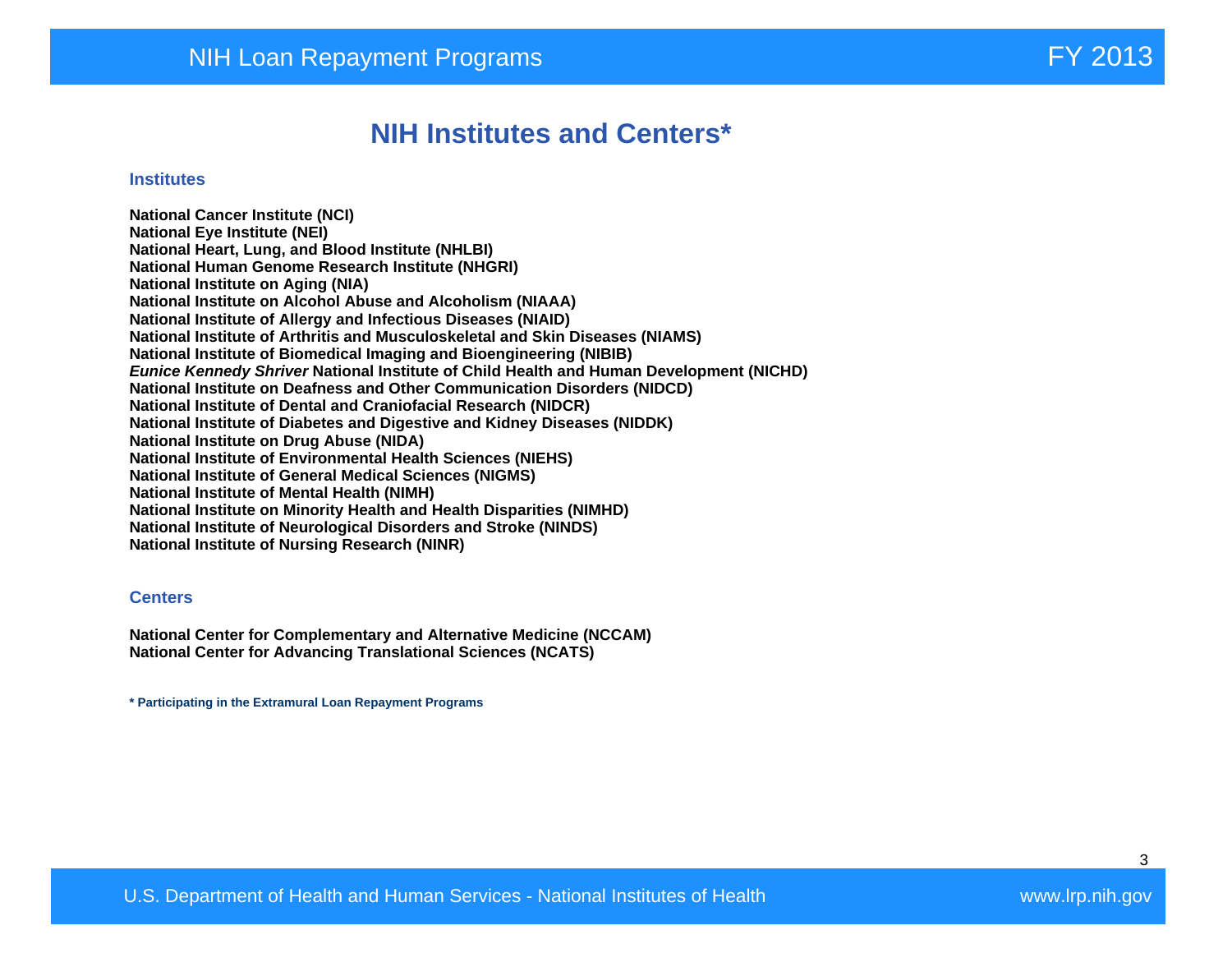# NIH Institutes and Centers*

## Institutes

**National Cancer Institute (NCI)**
**National Eye Institute (NEI)**
**National Heart, Lung, and Blood Institute (NHLBI)**
**National Human Genome Research Institute (NHGRI)**
**National Institute on Aging (NIA)**
**National Institute on Alcohol Abuse and Alcoholism (NIAAA)**
**National Institute of Allergy and Infectious Diseases (NIAID)**
**National Institute of Arthritis and Musculoskeletal and Skin Diseases (NIAMS)**
**National Institute of Biomedical Imaging and Bioengineering (NIBIB)**
***Eunice Kennedy Shriver* National Institute of Child Health and Human Development (NICHD)**
**National Institute on Deafness and Other Communication Disorders (NIDCD)**
**National Institute of Dental and Craniofacial Research (NIDCR)**
**National Institute of Diabetes and Digestive and Kidney Diseases (NIDDK)**
**National Institute on Drug Abuse (NIDA)**
**National Institute of Environmental Health Sciences (NIEHS)**
**National Institute of General Medical Sciences (NIGMS)**
**National Institute of Mental Health (NIMH)**
**National Institute on Minority Health and Health Disparities (NIMHD)**
**National Institute of Neurological Disorders and Stroke (NINDS)**
**National Institute of Nursing Research (NINR)**

## Centers

**National Center for Complementary and Alternative Medicine (NCCAM)**
**National Center for Advancing Translational Sciences (NCATS)**

**\* Participating in the Extramural Loan Repayment Programs**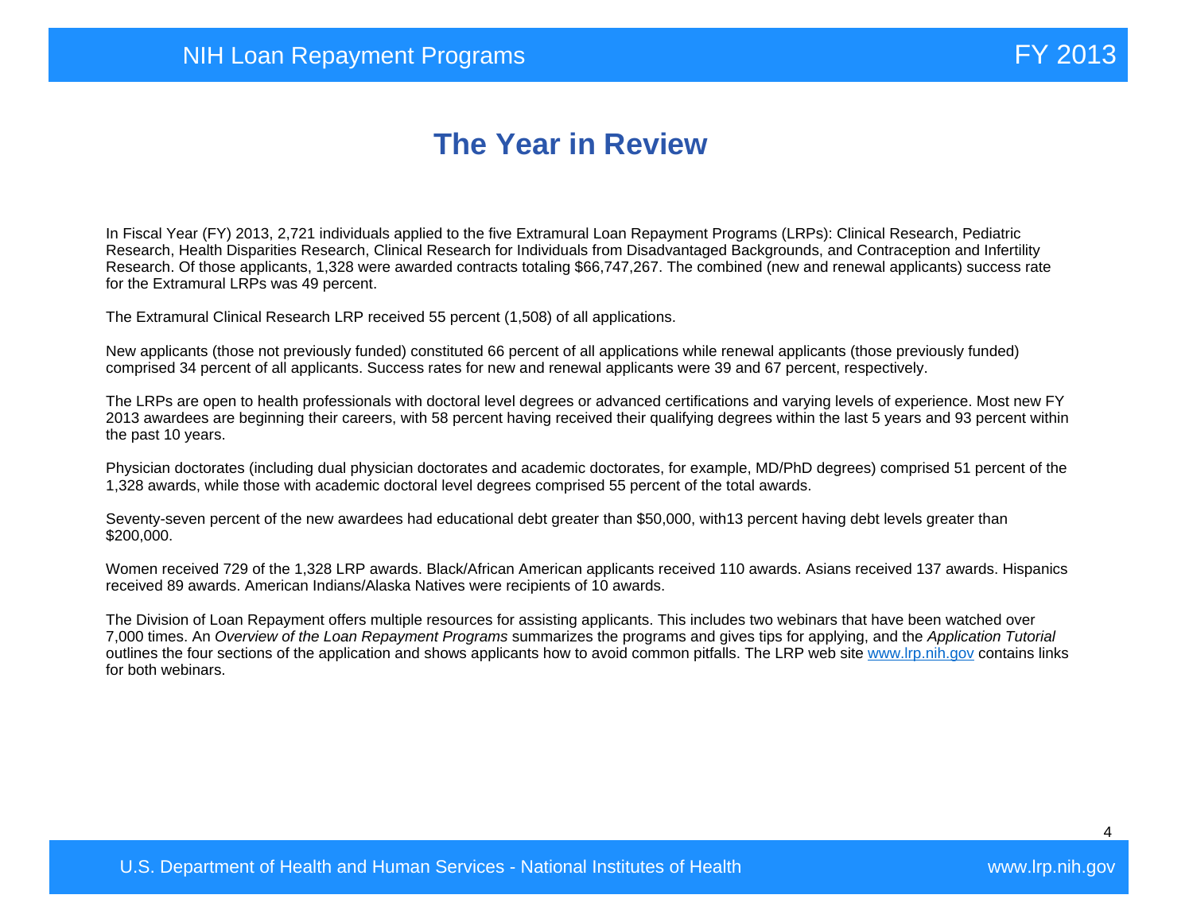# The Year in Review

In Fiscal Year (FY) 2013, 2,721 individuals applied to the five Extramural Loan Repayment Programs (LRPs): Clinical Research, Pediatric Research, Health Disparities Research, Clinical Research for Individuals from Disadvantaged Backgrounds, and Contraception and Infertility Research. Of those applicants, 1,328 were awarded contracts totaling $66,747,267. The combined (new and renewal applicants) success rate for the Extramural LRPs was 49 percent.

The Extramural Clinical Research LRP received 55 percent (1,508) of all applications.

New applicants (those not previously funded) constituted 66 percent of all applications while renewal applicants (those previously funded) comprised 34 percent of all applicants. Success rates for new and renewal applicants were 39 and 67 percent, respectively.

The LRPs are open to health professionals with doctoral level degrees or advanced certifications and varying levels of experience. Most new FY 2013 awardees are beginning their careers, with 58 percent having received their qualifying degrees within the last 5 years and 93 percent within the past 10 years.

Physician doctorates (including dual physician doctorates and academic doctorates, for example, MD/PhD degrees) comprised 51 percent of the 1,328 awards, while those with academic doctoral level degrees comprised 55 percent of the total awards.

Seventy-seven percent of the new awardees had educational debt greater than $50,000, with13 percent having debt levels greater than $200,000.

Women received 729 of the 1,328 LRP awards. Black/African American applicants received 110 awards. Asians received 137 awards. Hispanics received 89 awards. American Indians/Alaska Natives were recipients of 10 awards.

The Division of Loan Repayment offers multiple resources for assisting applicants. This includes two webinars that have been watched over 7,000 times. An *Overview of the Loan Repayment Programs* summarizes the programs and gives tips for applying, and the *Application Tutorial* outlines the four sections of the application and shows applicants how to avoid common pitfalls. The LRP web site [www.lrp.nih.gov](http://www.lrp.nih.gov) contains links for both webinars.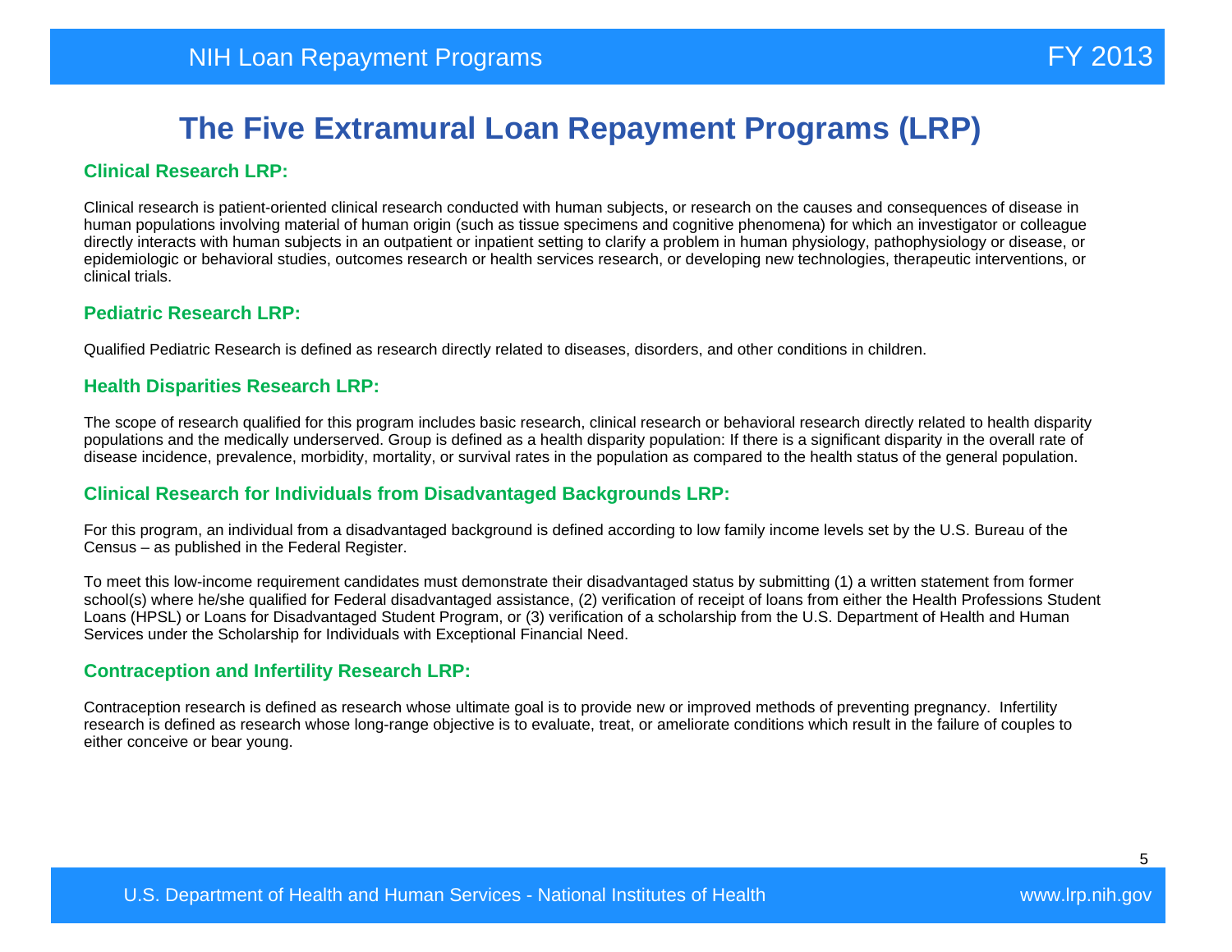# The Five Extramural Loan Repayment Programs (LRP)

## Clinical Research LRP:

Clinical research is patient-oriented clinical research conducted with human subjects, or research on the causes and consequences of disease in human populations involving material of human origin (such as tissue specimens and cognitive phenomena) for which an investigator or colleague directly interacts with human subjects in an outpatient or inpatient setting to clarify a problem in human physiology, pathophysiology or disease, or epidemiologic or behavioral studies, outcomes research or health services research, or developing new technologies, therapeutic interventions, or clinical trials.

## Pediatric Research LRP:

Qualified Pediatric Research is defined as research directly related to diseases, disorders, and other conditions in children.

## Health Disparities Research LRP:

The scope of research qualified for this program includes basic research, clinical research or behavioral research directly related to health disparity populations and the medically underserved. Group is defined as a health disparity population: If there is a significant disparity in the overall rate of disease incidence, prevalence, morbidity, mortality, or survival rates in the population as compared to the health status of the general population.

## Clinical Research for Individuals from Disadvantaged Backgrounds LRP:

For this program, an individual from a disadvantaged background is defined according to low family income levels set by the U.S. Bureau of the Census – as published in the Federal Register.

To meet this low-income requirement candidates must demonstrate their disadvantaged status by submitting (1) a written statement from former school(s) where he/she qualified for Federal disadvantaged assistance, (2) verification of receipt of loans from either the Health Professions Student Loans (HPSL) or Loans for Disadvantaged Student Program, or (3) verification of a scholarship from the U.S. Department of Health and Human Services under the Scholarship for Individuals with Exceptional Financial Need.

## Contraception and Infertility Research LRP:

Contraception research is defined as research whose ultimate goal is to provide new or improved methods of preventing pregnancy. Infertility research is defined as research whose long-range objective is to evaluate, treat, or ameliorate conditions which result in the failure of couples to either conceive or bear young.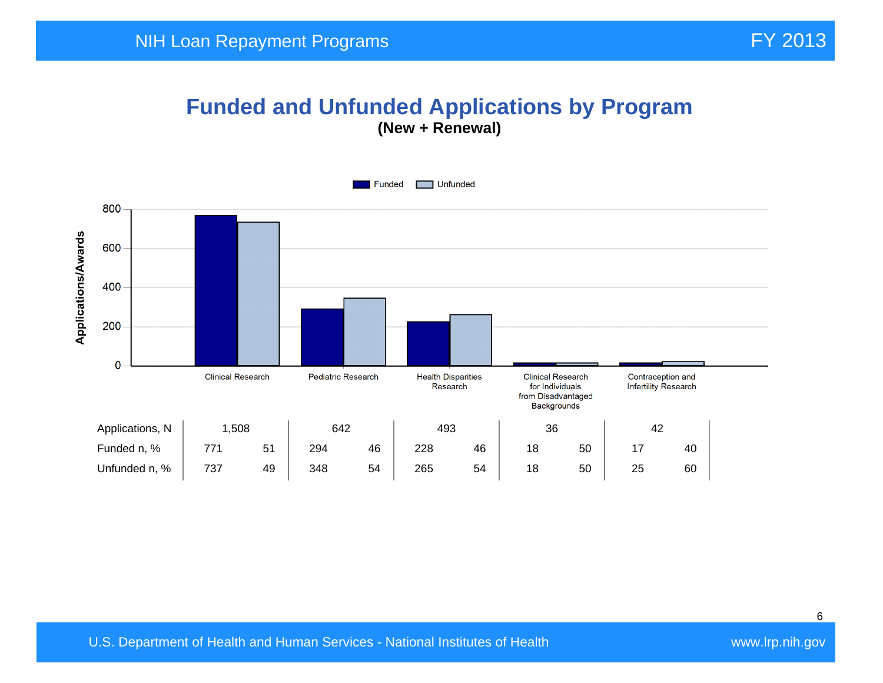# Funded and Unfunded Applications by Program

**(New + Renewal)**

Funded
Unfunded

800
600
400
200
0

Applications/Awards

Clinical Research
Pediatric Research
Health Disparities Research
Clinical Research for Individuals from Disadvantaged Backgrounds
Contraception and Infertility Research

| | Clinical Research | | Pediatric Research | | Health Disparities Research | | Clinical Research for Individuals from Disadvantaged Backgrounds | | Contraception and Infertility Research | |
|---|---|---|---|---|---|---|---|---|---|---|
| Applications, N | 1,508 | | 642 | | 493 | | 36 | | 42 | |
| Funded n, % | 771 | 51 | 294 | 46 | 228 | 46 | 18 | 50 | 17 | 40 |
| Unfunded n, % | 737 | 49 | 348 | 54 | 265 | 54 | 18 | 50 | 25 | 60 |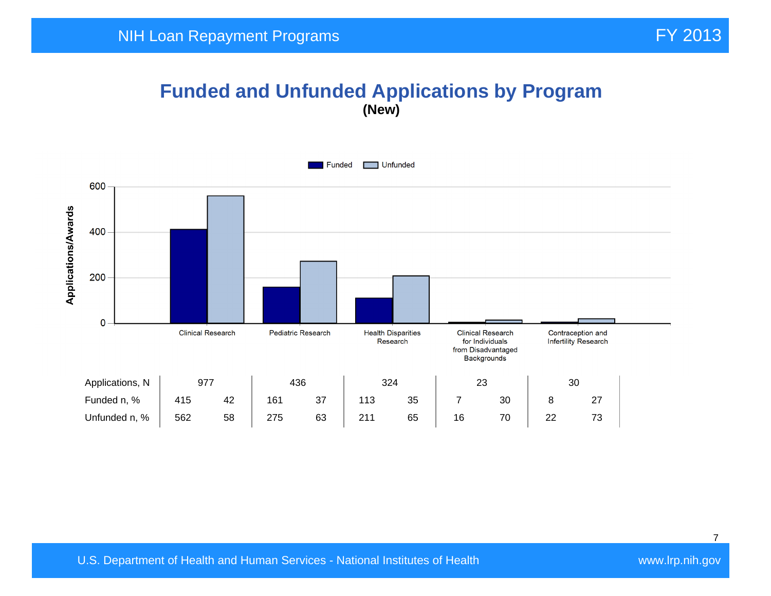# Funded and Unfunded Applications by Program

**(New)**

Funded
Unfunded

Applications/Awards

600
400
200
0

Clinical Research
Pediatric Research
Health Disparities Research
Clinical Research for Individuals from Disadvantaged Backgrounds
Contraception and Infertility Research

| | Clinical Research | | Pediatric Research | | Health Disparities Research | | Clinical Research for Individuals from Disadvantaged Backgrounds | | Contraception and Infertility Research | |
|---|---|---|---|---|---|---|---|---|---|---|
| Applications, N | 977 | | 436 | | 324 | | 23 | | 30 | |
| Funded n, % | 415 | 42 | 161 | 37 | 113 | 35 | 7 | 30 | 8 | 27 |
| Unfunded n, % | 562 | 58 | 275 | 63 | 211 | 65 | 16 | 70 | 22 | 73 |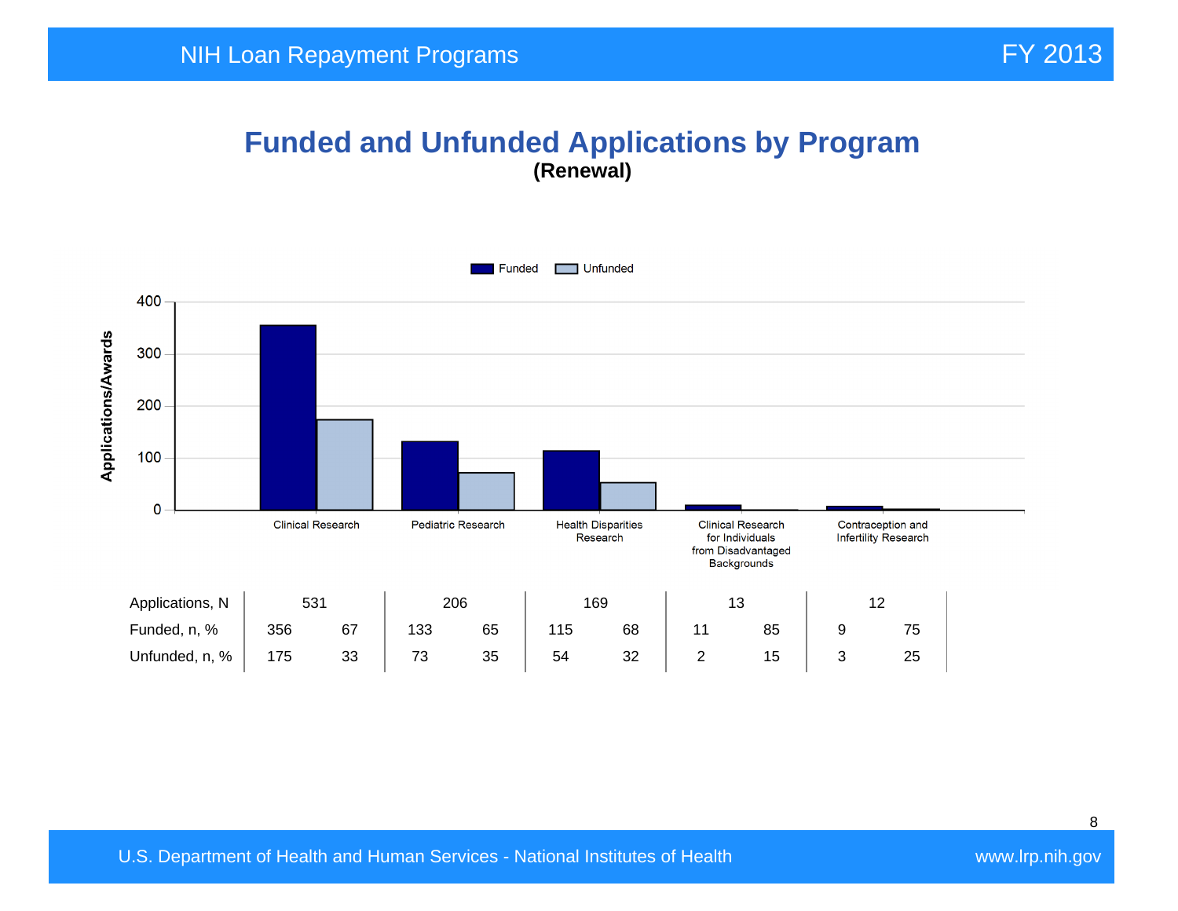# Funded and Unfunded Applications by Program

**(Renewal)**

Funded
Unfunded

Applications/Awards

400
300
200
100
0

Clinical Research
Pediatric Research
Health Disparities Research
Clinical Research for Individuals from Disadvantaged Backgrounds
Contraception and Infertility Research

| | Clinical Research | | Pediatric Research | | Health Disparities Research | | Clinical Research for Individuals from Disadvantaged Backgrounds | | Contraception and Infertility Research | |
|---|---|---|---|---|---|---|---|---|---|---|
| Applications, N | 531 | | 206 | | 169 | | 13 | | 12 | |
| Funded, n, % | 356 | 67 | 133 | 65 | 115 | 68 | 11 | 85 | 9 | 75 |
| Unfunded, n, % | 175 | 33 | 73 | 35 | 54 | 32 | 2 | 15 | 3 | 25 |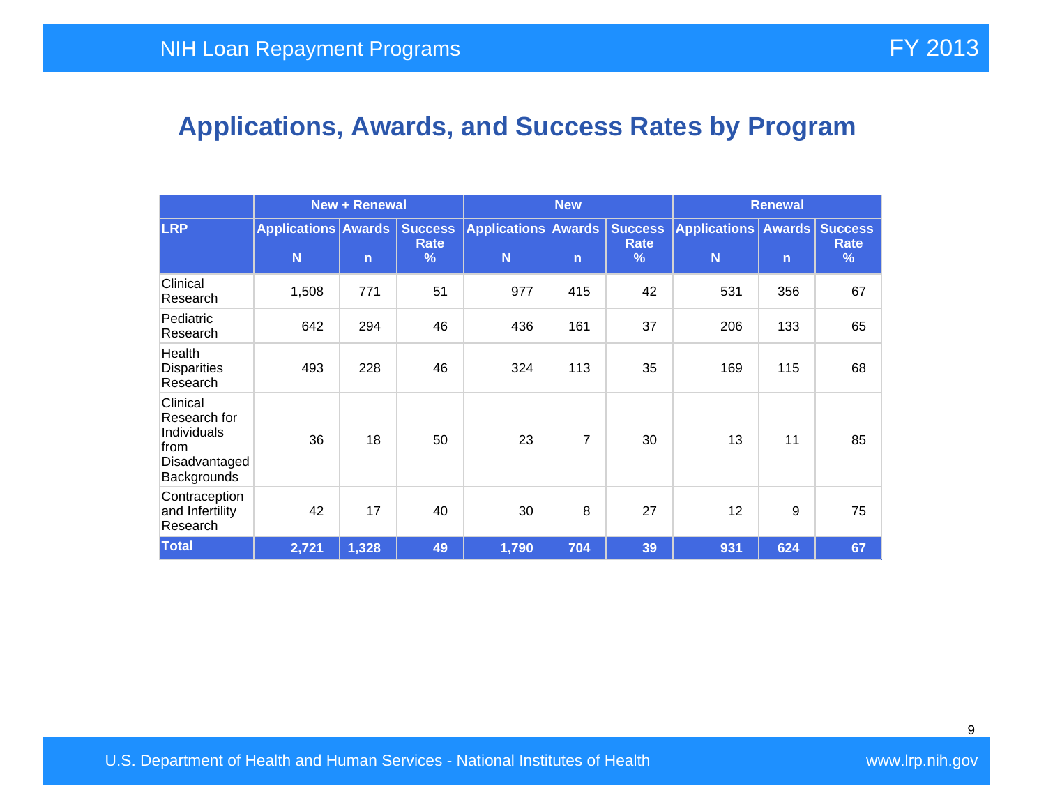## Applications, Awards, and Success Rates by Program

| | New + Renewal | | | New | | | Renewal | | |
|---|---|---|---|---|---|---|---|---|---|
| **LRP** | **Applications N** | **Awards n** | **Success Rate %** | **Applications N** | **Awards n** | **Success Rate %** | **Applications N** | **Awards n** | **Success Rate %** |
| Clinical Research | 1,508 | 771 | 51 | 977 | 415 | 42 | 531 | 356 | 67 |
| Pediatric Research | 642 | 294 | 46 | 436 | 161 | 37 | 206 | 133 | 65 |
| Health Disparities Research | 493 | 228 | 46 | 324 | 113 | 35 | 169 | 115 | 68 |
| Clinical Research for Individuals from Disadvantaged Backgrounds | 36 | 18 | 50 | 23 | 7 | 30 | 13 | 11 | 85 |
| Contraception and Infertility Research | 42 | 17 | 40 | 30 | 8 | 27 | 12 | 9 | 75 |
| **Total** | **2,721** | **1,328** | **49** | **1,790** | **704** | **39** | **931** | **624** | **67** |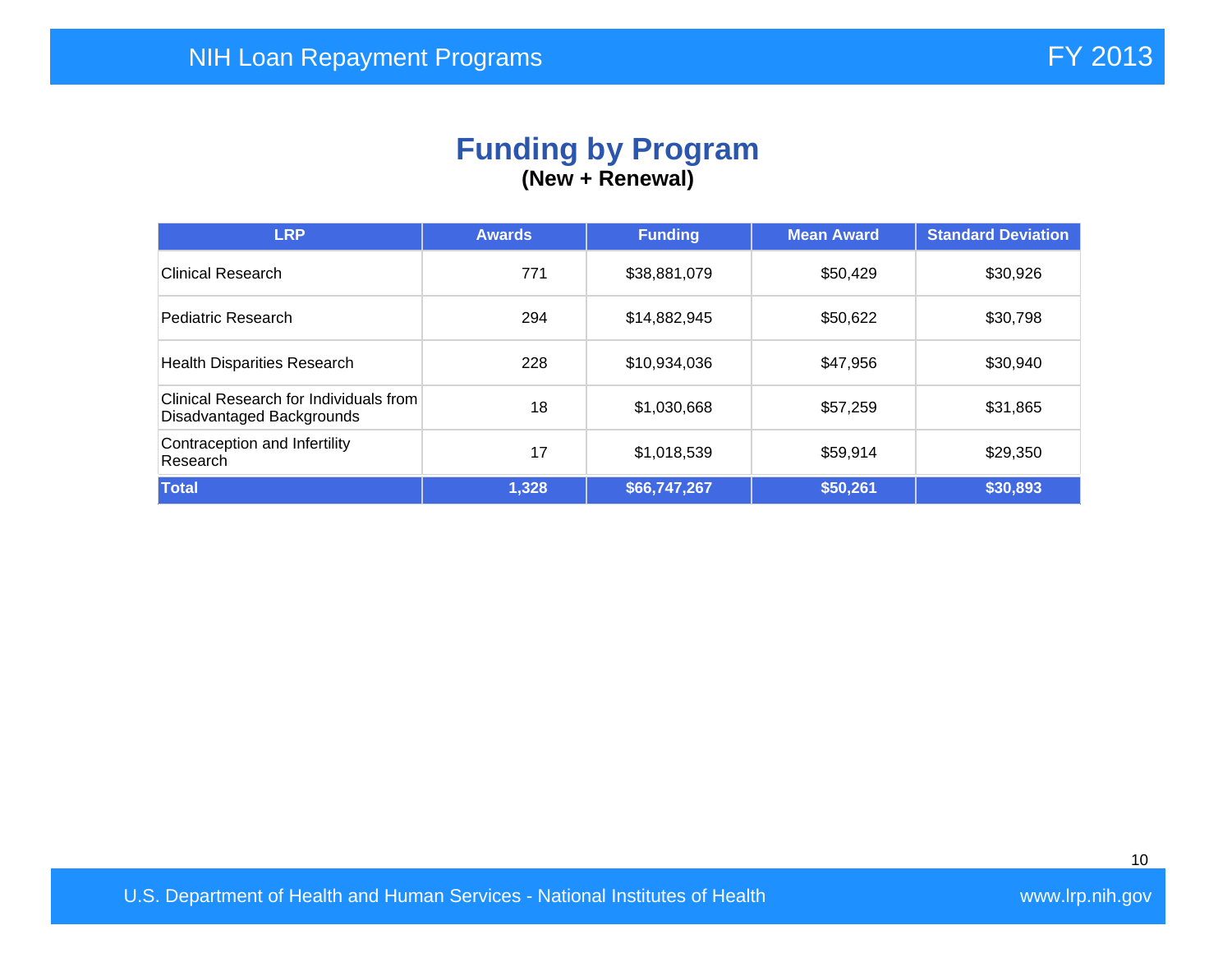# Funding by Program

**(New + Renewal)**

| LRP | Awards | Funding | Mean Award | Standard Deviation |
|---|---|---|---|---|
| Clinical Research | 771 | $38,881,079 | $50,429 | $30,926 |
| Pediatric Research | 294 | $14,882,945 | $50,622 | $30,798 |
| Health Disparities Research | 228 | $10,934,036 | $47,956 | $30,940 |
| Clinical Research for Individuals from Disadvantaged Backgrounds | 18 | $1,030,668 | $57,259 | $31,865 |
| Contraception and Infertility Research | 17 | $1,018,539 | $59,914 | $29,350 |
| **Total** | **1,328** | **$66,747,267** | **$50,261** | **$30,893** |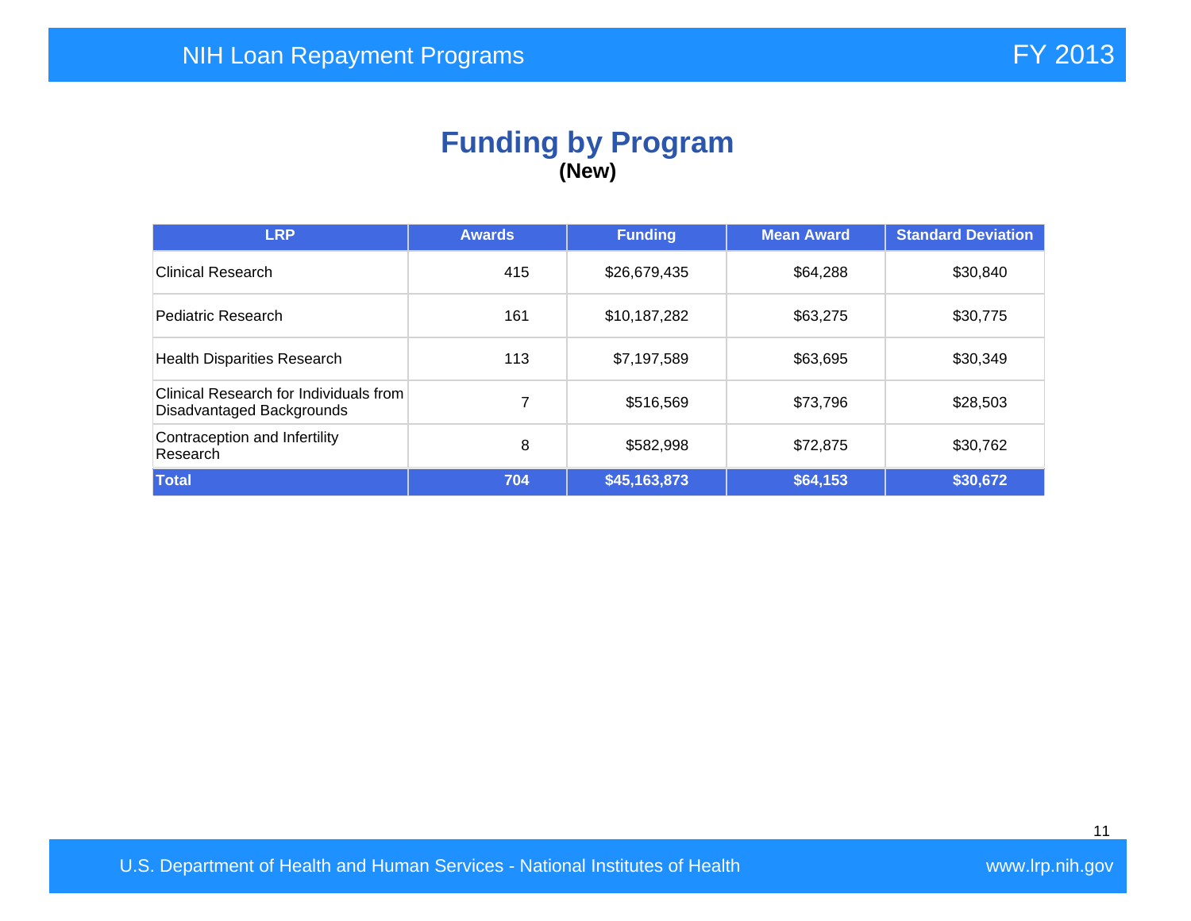# Funding by Program

**(New)**

| LRP | Awards | Funding | Mean Award | Standard Deviation |
|---|---|---|---|---|
| Clinical Research | 415 | $26,679,435 | $64,288 | $30,840 |
| Pediatric Research | 161 | $10,187,282 | $63,275 | $30,775 |
| Health Disparities Research | 113 | $7,197,589 | $63,695 | $30,349 |
| Clinical Research for Individuals from Disadvantaged Backgrounds | 7 | $516,569 | $73,796 | $28,503 |
| Contraception and Infertility Research | 8 | $582,998 | $72,875 | $30,762 |
| **Total** | **704** | **$45,163,873** | **$64,153** | **$30,672** |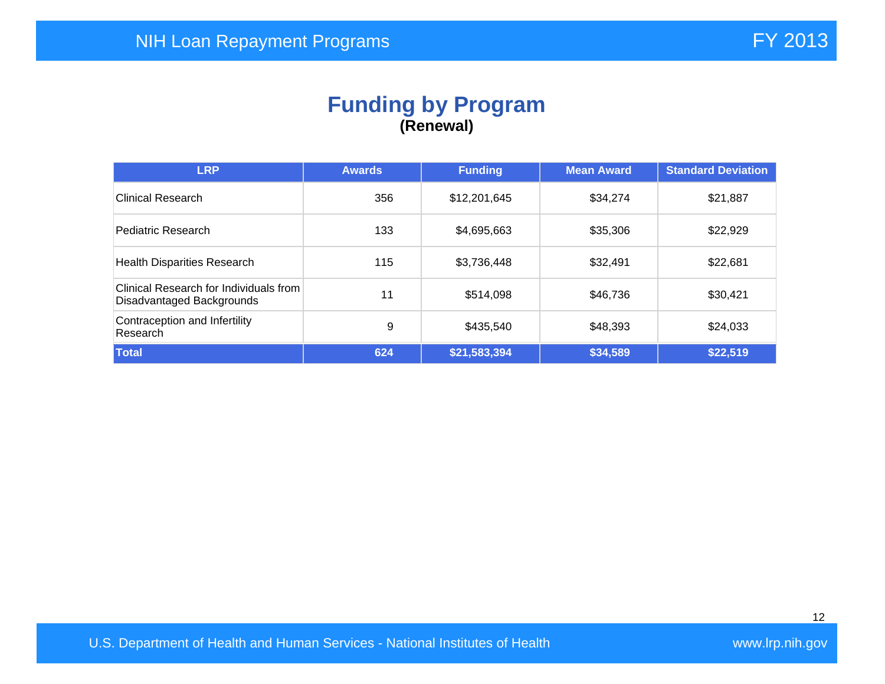# Funding by Program

**(Renewal)**

| LRP | Awards | Funding | Mean Award | Standard Deviation |
|---|---|---|---|---|
| Clinical Research | 356 | $12,201,645 | $34,274 | $21,887 |
| Pediatric Research | 133 | $4,695,663 | $35,306 | $22,929 |
| Health Disparities Research | 115 | $3,736,448 | $32,491 | $22,681 |
| Clinical Research for Individuals from Disadvantaged Backgrounds | 11 | $514,098 | $46,736 | $30,421 |
| Contraception and Infertility Research | 9 | $435,540 | $48,393 | $24,033 |
| **Total** | **624** | **$21,583,394** | **$34,589** | **$22,519** |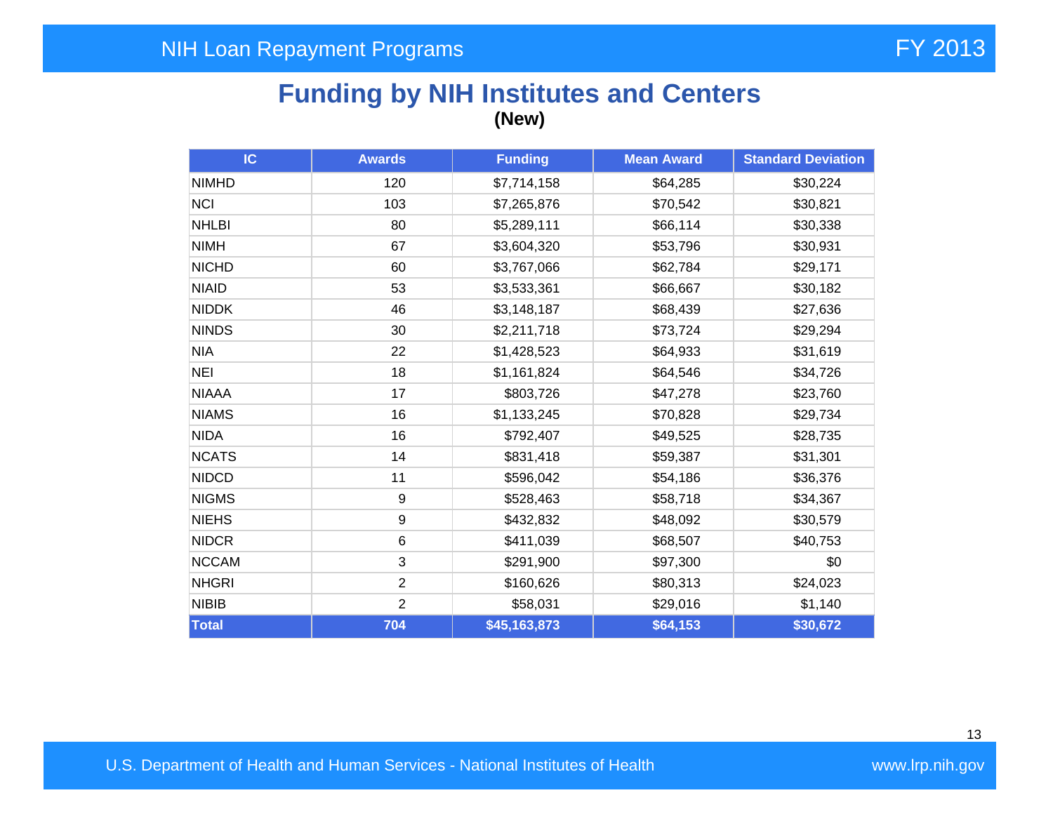# Funding by NIH Institutes and Centers

**(New)**

| IC | Awards | Funding | Mean Award | Standard Deviation |
|---|---|---|---|---|
| NIMHD | 120 | $7,714,158 | $64,285 | $30,224 |
| NCI | 103 | $7,265,876 | $70,542 | $30,821 |
| NHLBI | 80 | $5,289,111 | $66,114 | $30,338 |
| NIMH | 67 | $3,604,320 | $53,796 | $30,931 |
| NICHD | 60 | $3,767,066 | $62,784 | $29,171 |
| NIAID | 53 | $3,533,361 | $66,667 | $30,182 |
| NIDDK | 46 | $3,148,187 | $68,439 | $27,636 |
| NINDS | 30 | $2,211,718 | $73,724 | $29,294 |
| NIA | 22 | $1,428,523 | $64,933 | $31,619 |
| NEI | 18 | $1,161,824 | $64,546 | $34,726 |
| NIAAA | 17 | $803,726 | $47,278 | $23,760 |
| NIAMS | 16 | $1,133,245 | $70,828 | $29,734 |
| NIDA | 16 | $792,407 | $49,525 | $28,735 |
| NCATS | 14 | $831,418 | $59,387 | $31,301 |
| NIDCD | 11 | $596,042 | $54,186 | $36,376 |
| NIGMS | 9 | $528,463 | $58,718 | $34,367 |
| NIEHS | 9 | $432,832 | $48,092 | $30,579 |
| NIDCR | 6 | $411,039 | $68,507 | $40,753 |
| NCCAM | 3 | $291,900 | $97,300 | $0 |
| NHGRI | 2 | $160,626 | $80,313 | $24,023 |
| NIBIB | 2 | $58,031 | $29,016 | $1,140 |
| **Total** | **704** | **$45,163,873** | **$64,153** | **$30,672** |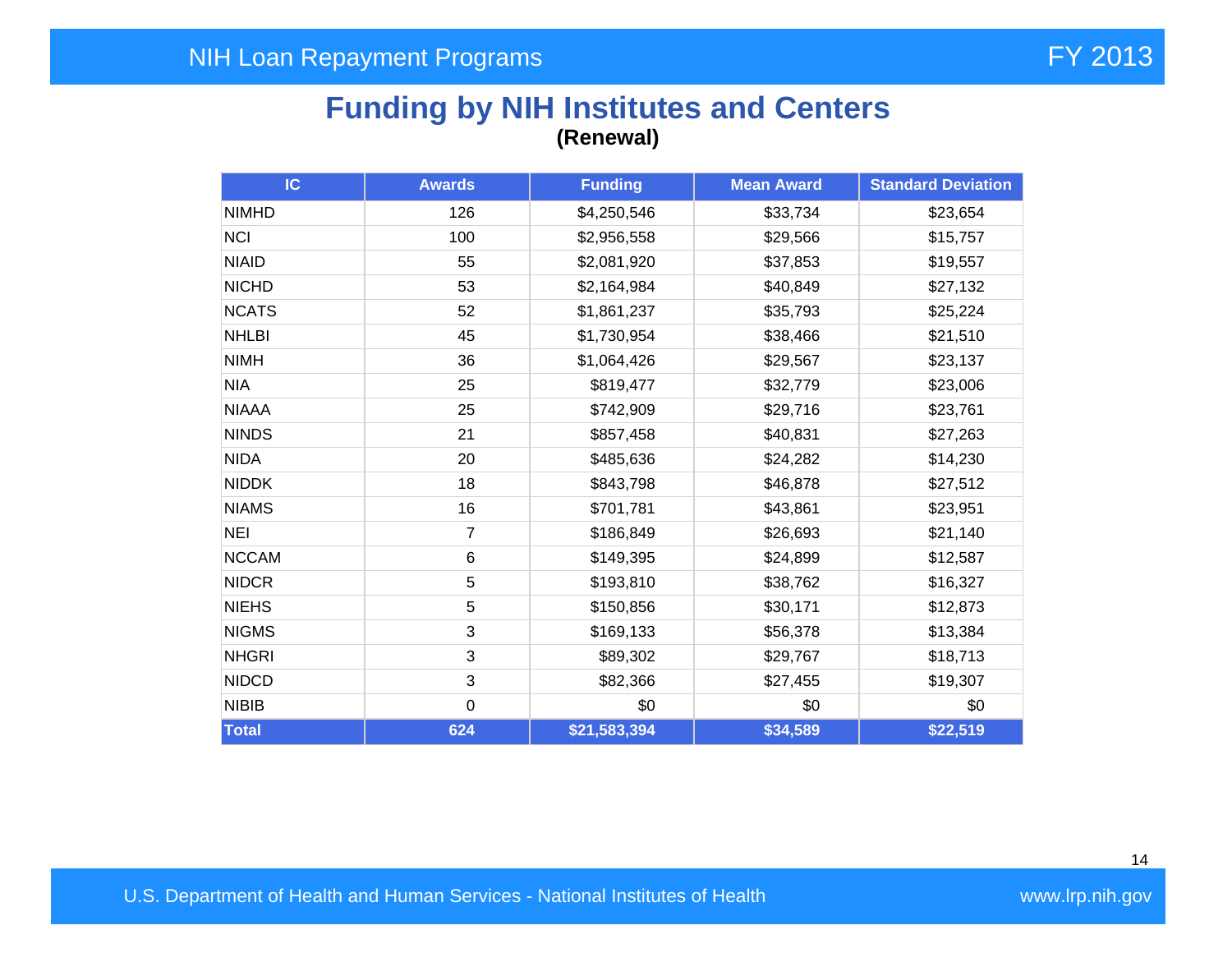# Funding by NIH Institutes and Centers

**(Renewal)**

| IC | Awards | Funding | Mean Award | Standard Deviation |
|---|---|---|---|---|
| NIMHD | 126 | $4,250,546 | $33,734 | $23,654 |
| NCI | 100 | $2,956,558 | $29,566 | $15,757 |
| NIAID | 55 | $2,081,920 | $37,853 | $19,557 |
| NICHD | 53 | $2,164,984 | $40,849 | $27,132 |
| NCATS | 52 | $1,861,237 | $35,793 | $25,224 |
| NHLBI | 45 | $1,730,954 | $38,466 | $21,510 |
| NIMH | 36 | $1,064,426 | $29,567 | $23,137 |
| NIA | 25 | $819,477 | $32,779 | $23,006 |
| NIAAA | 25 | $742,909 | $29,716 | $23,761 |
| NINDS | 21 | $857,458 | $40,831 | $27,263 |
| NIDA | 20 | $485,636 | $24,282 | $14,230 |
| NIDDK | 18 | $843,798 | $46,878 | $27,512 |
| NIAMS | 16 | $701,781 | $43,861 | $23,951 |
| NEI | 7 | $186,849 | $26,693 | $21,140 |
| NCCAM | 6 | $149,395 | $24,899 | $12,587 |
| NIDCR | 5 | $193,810 | $38,762 | $16,327 |
| NIEHS | 5 | $150,856 | $30,171 | $12,873 |
| NIGMS | 3 | $169,133 | $56,378 | $13,384 |
| NHGRI | 3 | $89,302 | $29,767 | $18,713 |
| NIDCD | 3 | $82,366 | $27,455 | $19,307 |
| NIBIB | 0 | $0 | $0 | $0 |
| **Total** | **624** | **$21,583,394** | **$34,589** | **$22,519** |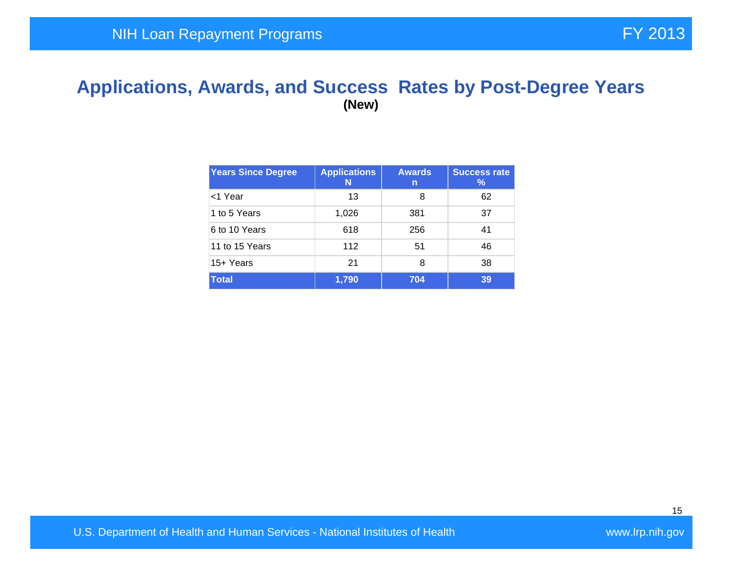# Applications, Awards, and Success Rates by Post-Degree Years

**(New)**

| Years Since Degree | Applications N | Awards n | Success rate % |
|---|---|---|---|
| <1 Year | 13 | 8 | 62 |
| 1 to 5 Years | 1,026 | 381 | 37 |
| 6 to 10 Years | 618 | 256 | 41 |
| 11 to 15 Years | 112 | 51 | 46 |
| 15+ Years | 21 | 8 | 38 |
| **Total** | **1,790** | **704** | **39** |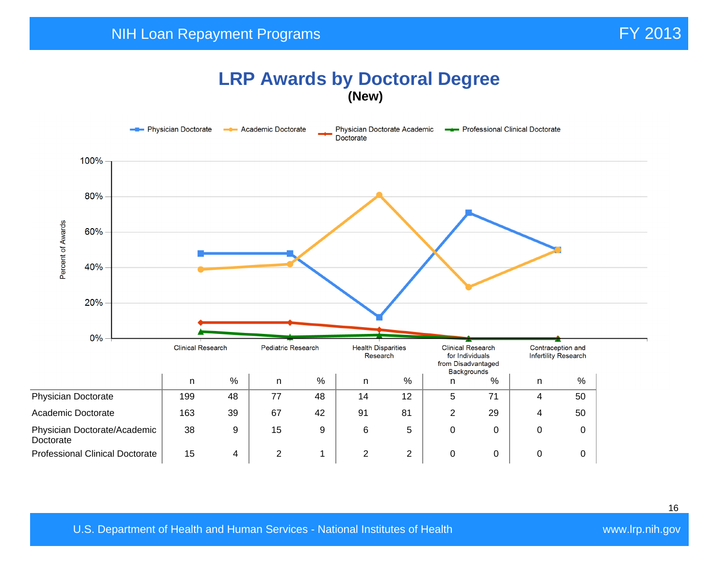# LRP Awards by Doctoral Degree

**(New)**

Physician Doctorate
Academic Doctorate
Physician Doctorate Academic Doctorate
Professional Clinical Doctorate

Percent of Awards

100%
80%
60%
40%
20%
0%

Clinical Research
Pediatric Research
Health Disparities Research
Clinical Research for Individuals from Disadvantaged Backgrounds
Contraception and Infertility Research

| | Clinical Research | | Pediatric Research | | Health Disparities Research | | Clinical Research for Individuals from Disadvantaged Backgrounds | | Contraception and Infertility Research | |
|---|---|---|---|---|---|---|---|---|---|---|
| | n | % | n | % | n | % | n | % | n | % |
| Physician Doctorate | 199 | 48 | 77 | 48 | 14 | 12 | 5 | 71 | 4 | 50 |
| Academic Doctorate | 163 | 39 | 67 | 42 | 91 | 81 | 2 | 29 | 4 | 50 |
| Physician Doctorate/Academic Doctorate | 38 | 9 | 15 | 9 | 6 | 5 | 0 | 0 | 0 | 0 |
| Professional Clinical Doctorate | 15 | 4 | 2 | 1 | 2 | 2 | 0 | 0 | 0 | 0 |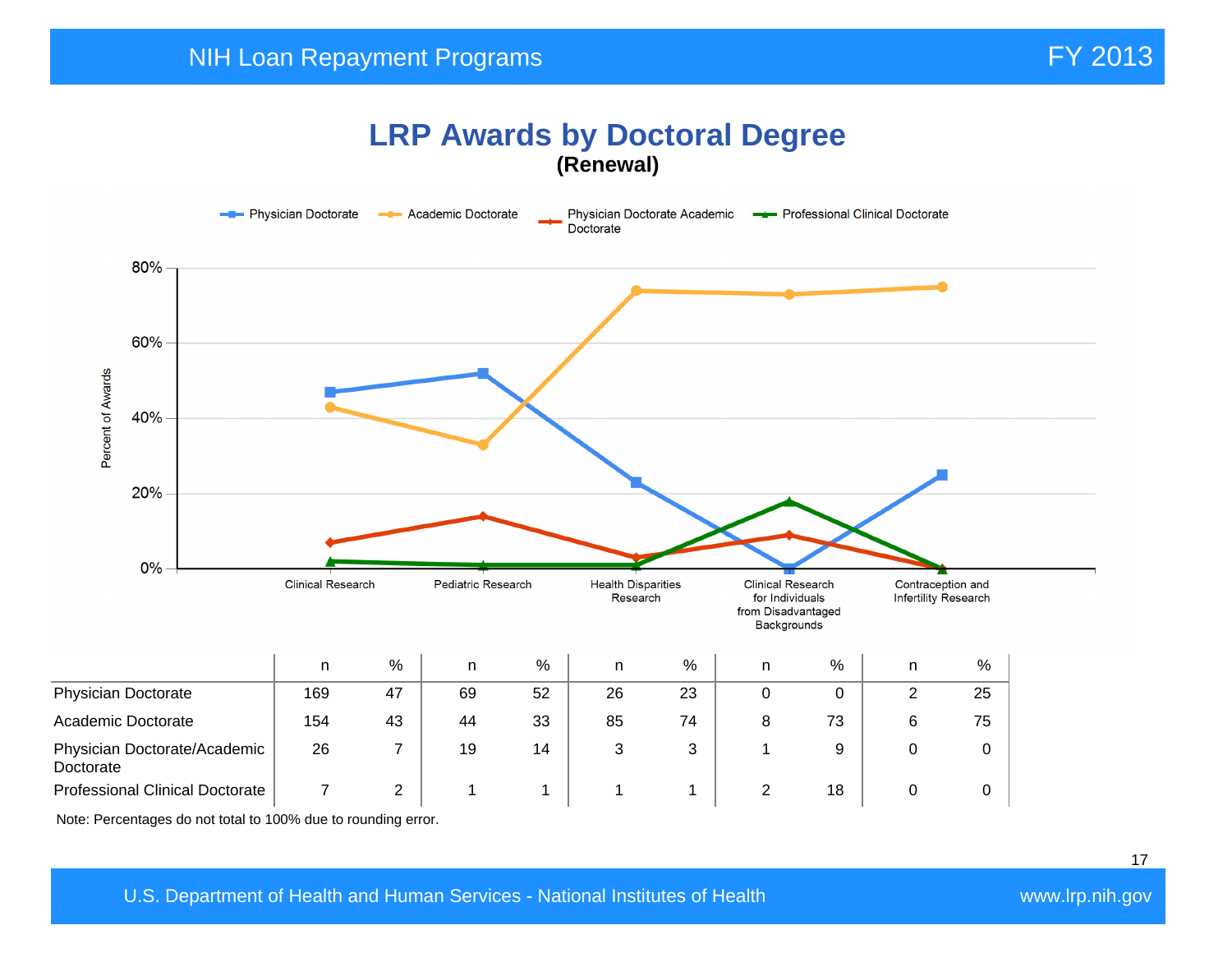# LRP Awards by Doctoral Degree

**(Renewal)**

Physician Doctorate
Academic Doctorate
Physician Doctorate Academic Doctorate
Professional Clinical Doctorate

Percent of Awards

80%
60%
40%
20%
0%

Clinical Research
Pediatric Research
Health Disparities Research
Clinical Research for Individuals from Disadvantaged Backgrounds
Contraception and Infertility Research

| | n | % | n | % | n | % | n | % | n | % |
|---|---|---|---|---|---|---|---|---|---|---|
| Physician Doctorate | 169 | 47 | 69 | 52 | 26 | 23 | 0 | 0 | 2 | 25 |
| Academic Doctorate | 154 | 43 | 44 | 33 | 85 | 74 | 8 | 73 | 6 | 75 |
| Physician Doctorate/Academic Doctorate | 26 | 7 | 19 | 14 | 3 | 3 | 1 | 9 | 0 | 0 |
| Professional Clinical Doctorate | 7 | 2 | 1 | 1 | 1 | 1 | 2 | 18 | 0 | 0 |

Note: Percentages do not total to 100% due to rounding error.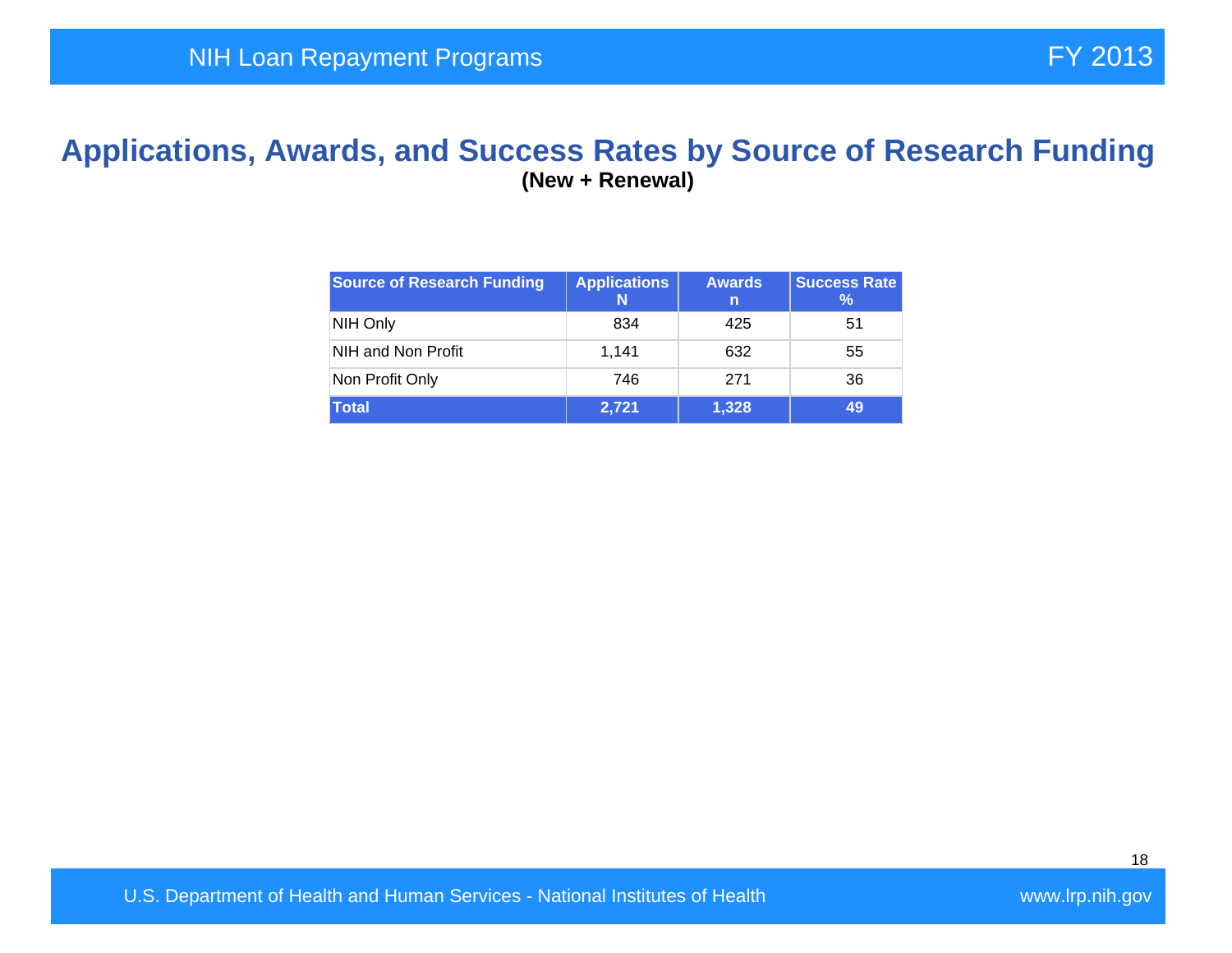# Applications, Awards, and Success Rates by Source of Research Funding

**(New + Renewal)**

| Source of Research Funding | Applications N | Awards n | Success Rate % |
|---|---|---|---|
| NIH Only | 834 | 425 | 51 |
| NIH and Non Profit | 1,141 | 632 | 55 |
| Non Profit Only | 746 | 271 | 36 |
| **Total** | **2,721** | **1,328** | **49** |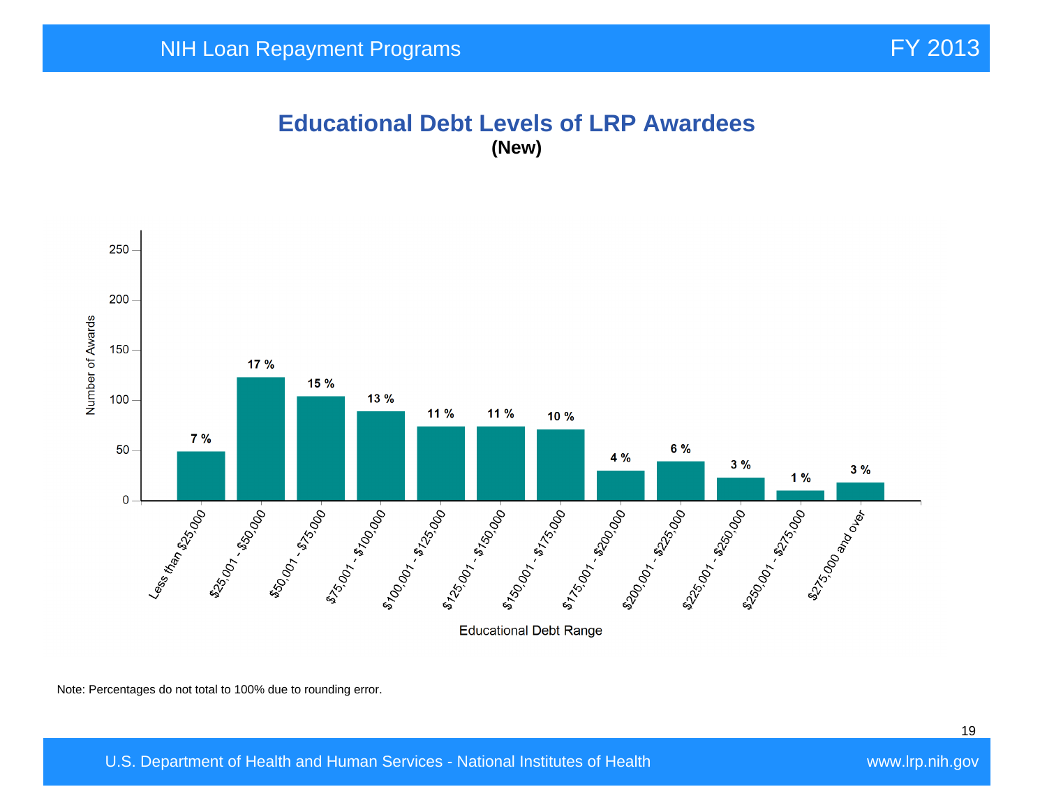# Educational Debt Levels of LRP Awardees

**(New)**

Number of Awards

250
200
150
100
50
0

7 %
17 %
15 %
13 %
11 %
11 %
10 %
4 %
6 %
3 %
1 %
3 %

Less than $25,000
$25,001 - $50,000
$50,001 - $75,000
$75,001 - $100,000
$100,001 - $125,000
$125,001 - $150,000
$150,001 - $175,000
$175,001 - $200,000
$200,001 - $225,000
$225,001 - $250,000
$250,001 - $275,000
$275,000 and over

Educational Debt Range

Note: Percentages do not total to 100% due to rounding error.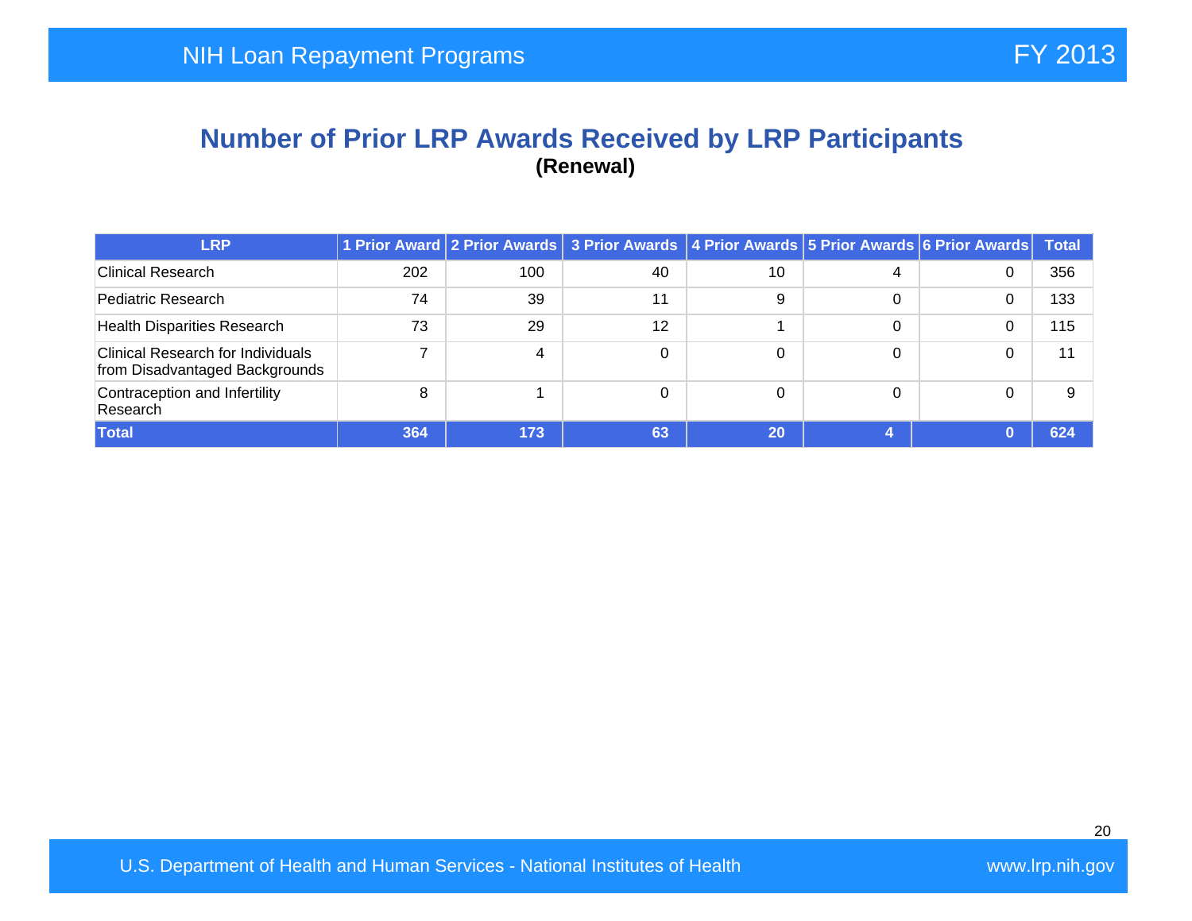# Number of Prior LRP Awards Received by LRP Participants

**(Renewal)**

| LRP | 1 Prior Award | 2 Prior Awards | 3 Prior Awards | 4 Prior Awards | 5 Prior Awards | 6 Prior Awards | Total |
|---|---|---|---|---|---|---|---|
| Clinical Research | 202 | 100 | 40 | 10 | 4 | 0 | 356 |
| Pediatric Research | 74 | 39 | 11 | 9 | 0 | 0 | 133 |
| Health Disparities Research | 73 | 29 | 12 | 1 | 0 | 0 | 115 |
| Clinical Research for Individuals from Disadvantaged Backgrounds | 7 | 4 | 0 | 0 | 0 | 0 | 11 |
| Contraception and Infertility Research | 8 | 1 | 0 | 0 | 0 | 0 | 9 |
| **Total** | **364** | **173** | **63** | **20** | **4** | **0** | **624** |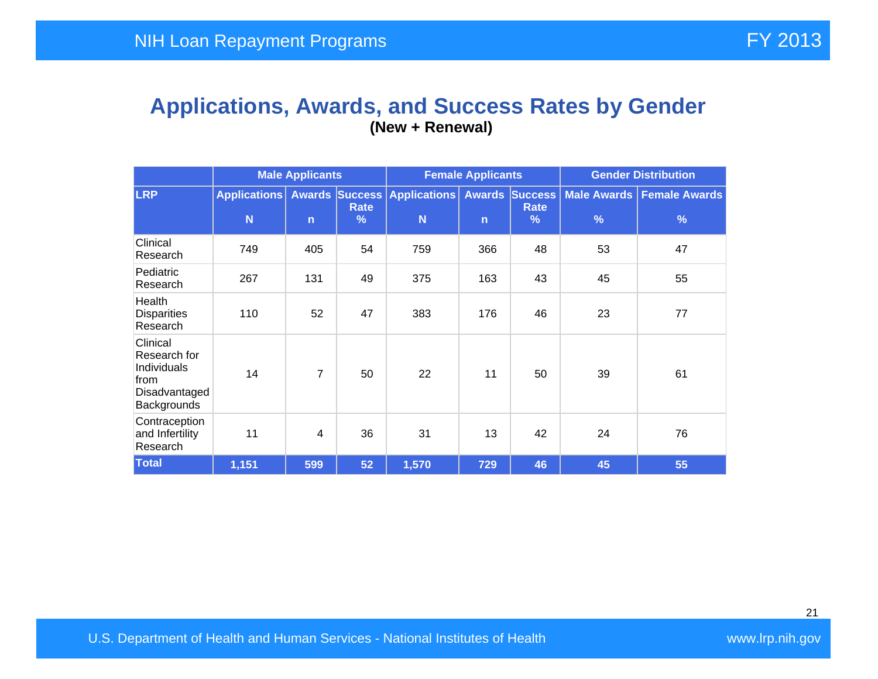# Applications, Awards, and Success Rates by Gender

**(New + Renewal)**

| | Male Applicants | | | Female Applicants | | | Gender Distribution | |
|---|---|---|---|---|---|---|---|---|
| **LRP** | **Applications N** | **Awards n** | **Success Rate %** | **Applications N** | **Awards n** | **Success Rate %** | **Male Awards %** | **Female Awards %** |
| Clinical Research | 749 | 405 | 54 | 759 | 366 | 48 | 53 | 47 |
| Pediatric Research | 267 | 131 | 49 | 375 | 163 | 43 | 45 | 55 |
| Health Disparities Research | 110 | 52 | 47 | 383 | 176 | 46 | 23 | 77 |
| Clinical Research for Individuals from Disadvantaged Backgrounds | 14 | 7 | 50 | 22 | 11 | 50 | 39 | 61 |
| Contraception and Infertility Research | 11 | 4 | 36 | 31 | 13 | 42 | 24 | 76 |
| **Total** | **1,151** | **599** | **52** | **1,570** | **729** | **46** | **45** | **55** |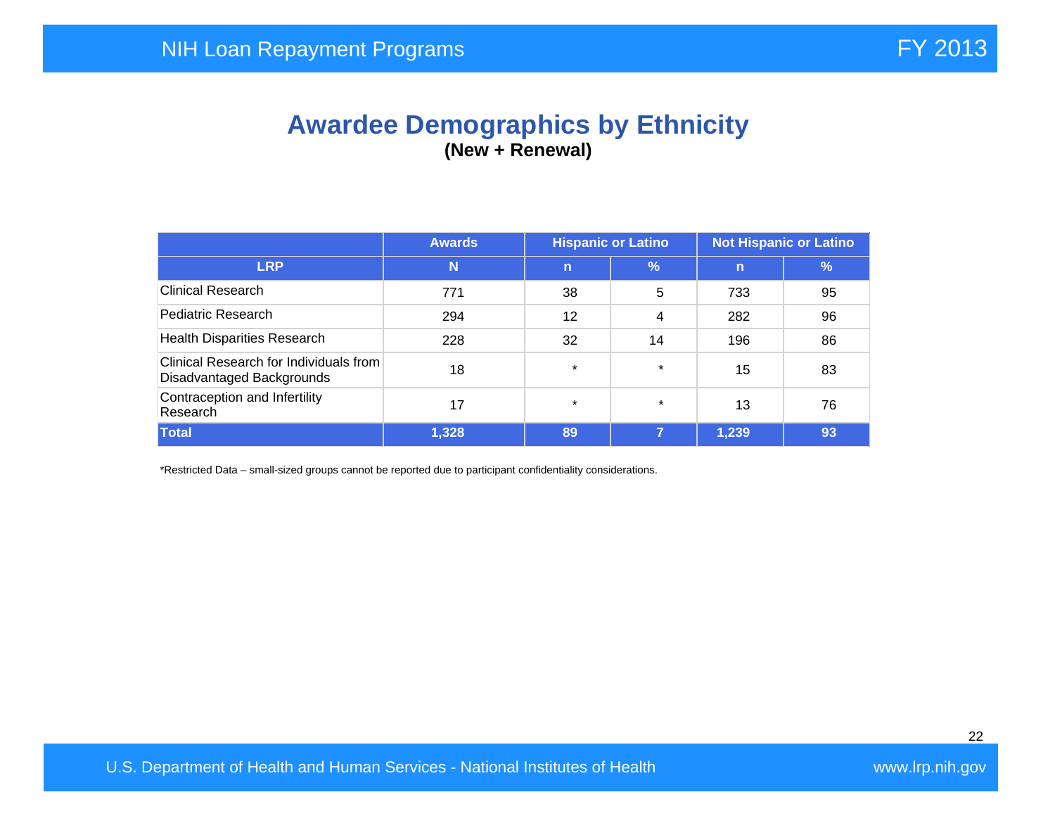## Awardee Demographics by Ethnicity

**(New + Renewal)**

| | Awards | Hispanic or Latino | | Not Hispanic or Latino | |
|---|---|---|---|---|---|
| **LRP** | **N** | **n** | **%** | **n** | **%** |
| Clinical Research | 771 | 38 | 5 | 733 | 95 |
| Pediatric Research | 294 | 12 | 4 | 282 | 96 |
| Health Disparities Research | 228 | 32 | 14 | 196 | 86 |
| Clinical Research for Individuals from Disadvantaged Backgrounds | 18 | * | * | 15 | 83 |
| Contraception and Infertility Research | 17 | * | * | 13 | 76 |
| **Total** | **1,328** | **89** | **7** | **1,239** | **93** |

*Restricted Data – small-sized groups cannot be reported due to participant confidentiality considerations.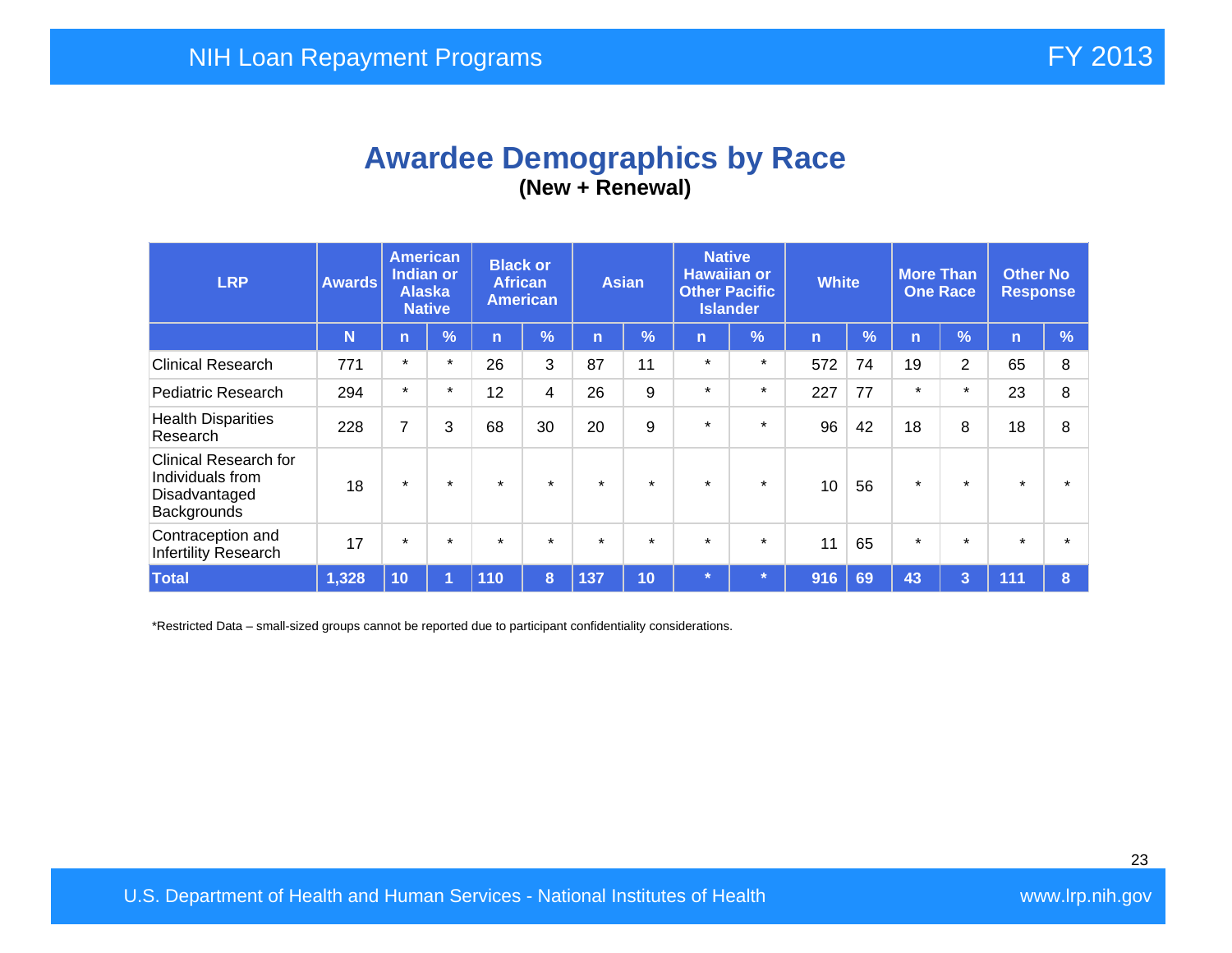# Awardee Demographics by Race

**(New + Renewal)**

| LRP | Awards | American Indian or Alaska Native | | Black or African American | | Asian | | Native Hawaiian or Other Pacific Islander | | White | | More Than One Race | | Other No Response | |
|---|---|---|---|---|---|---|---|---|---|---|---|---|---|---|---|
| | N | n | % | n | % | n | % | n | % | n | % | n | % | n | % |
| Clinical Research | 771 | * | * | 26 | 3 | 87 | 11 | * | * | 572 | 74 | 19 | 2 | 65 | 8 |
| Pediatric Research | 294 | * | * | 12 | 4 | 26 | 9 | * | * | 227 | 77 | * | * | 23 | 8 |
| Health Disparities Research | 228 | 7 | 3 | 68 | 30 | 20 | 9 | * | * | 96 | 42 | 18 | 8 | 18 | 8 |
| Clinical Research for Individuals from Disadvantaged Backgrounds | 18 | * | * | * | * | * | * | * | * | 10 | 56 | * | * | * | * |
| Contraception and Infertility Research | 17 | * | * | * | * | * | * | * | * | 11 | 65 | * | * | * | * |
| **Total** | **1,328** | **10** | **1** | **110** | **8** | **137** | **10** | ***** | ***** | **916** | **69** | **43** | **3** | **111** | **8** |

*Restricted Data – small-sized groups cannot be reported due to participant confidentiality considerations.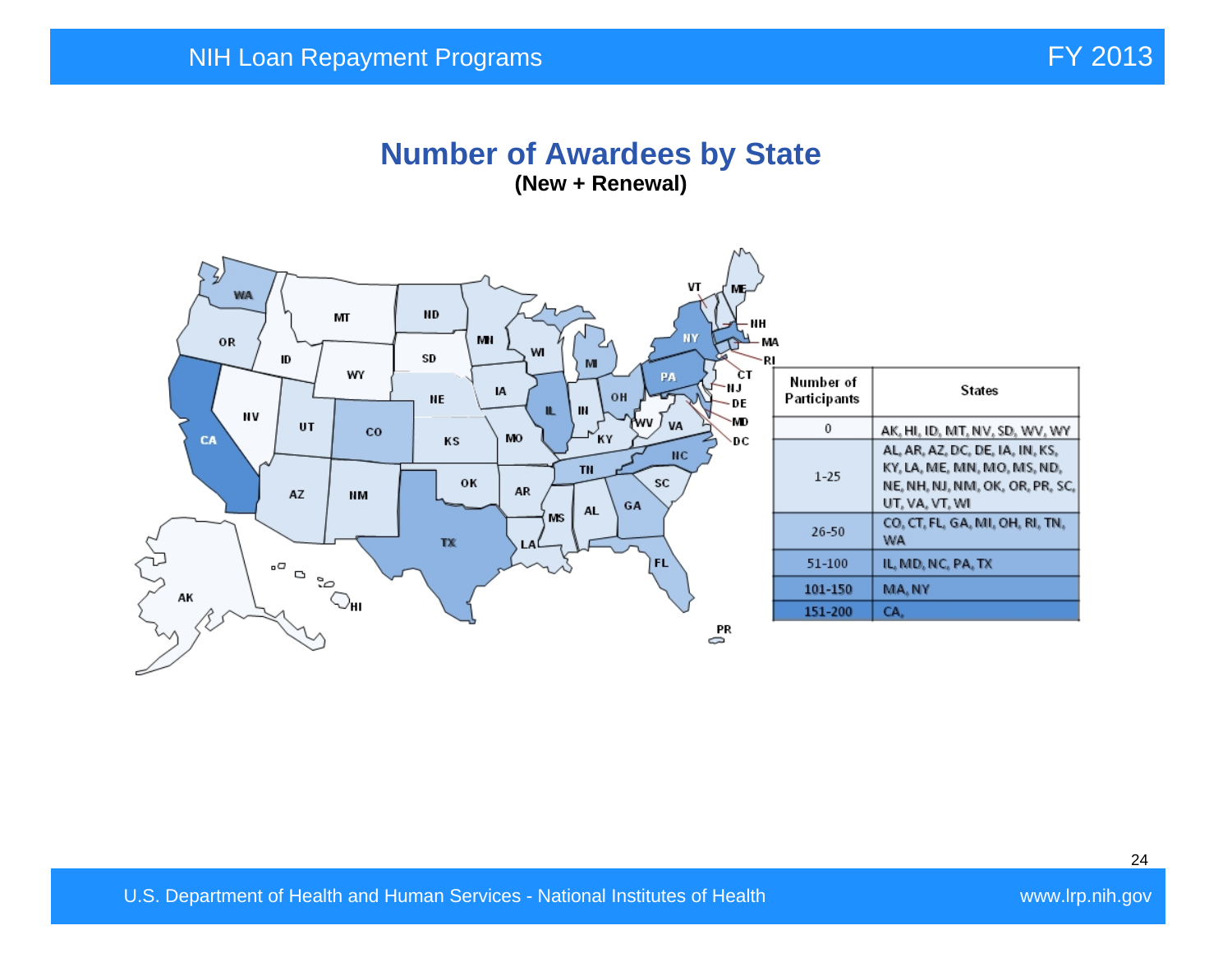# Number of Awardees by State

**(New + Renewal)**

WA, OR, MT, ID, ND, SD, WY, MN, WI, MI, VT, ME, NH, MA, NY, RI, CT, NJ, PA, DE, MD, DC, IA, NE, IL, IN, OH, WV, VA, NV, UT, CO, CA, KS, MO, KY, NC, TN, SC, OK, AR, AZ, NM, MS, AL, GA, TX, LA, FL, AK, HI, PR

| Number of Participants | States |
|---|---|
| 0 | AK, HI, ID, MT, NV, SD, WV, WY |
| 1-25 | AL, AR, AZ, DC, DE, IA, IN, KS, KY, LA, ME, MN, MO, MS, ND, NE, NH, NJ, NM, OK, OR, PR, SC, UT, VA, VT, WI |
| 26-50 | CO, CT, FL, GA, MI, OH, RI, TN, WA |
| 51-100 | IL, MD, NC, PA, TX |
| 101-150 | MA, NY |
| 151-200 | CA, |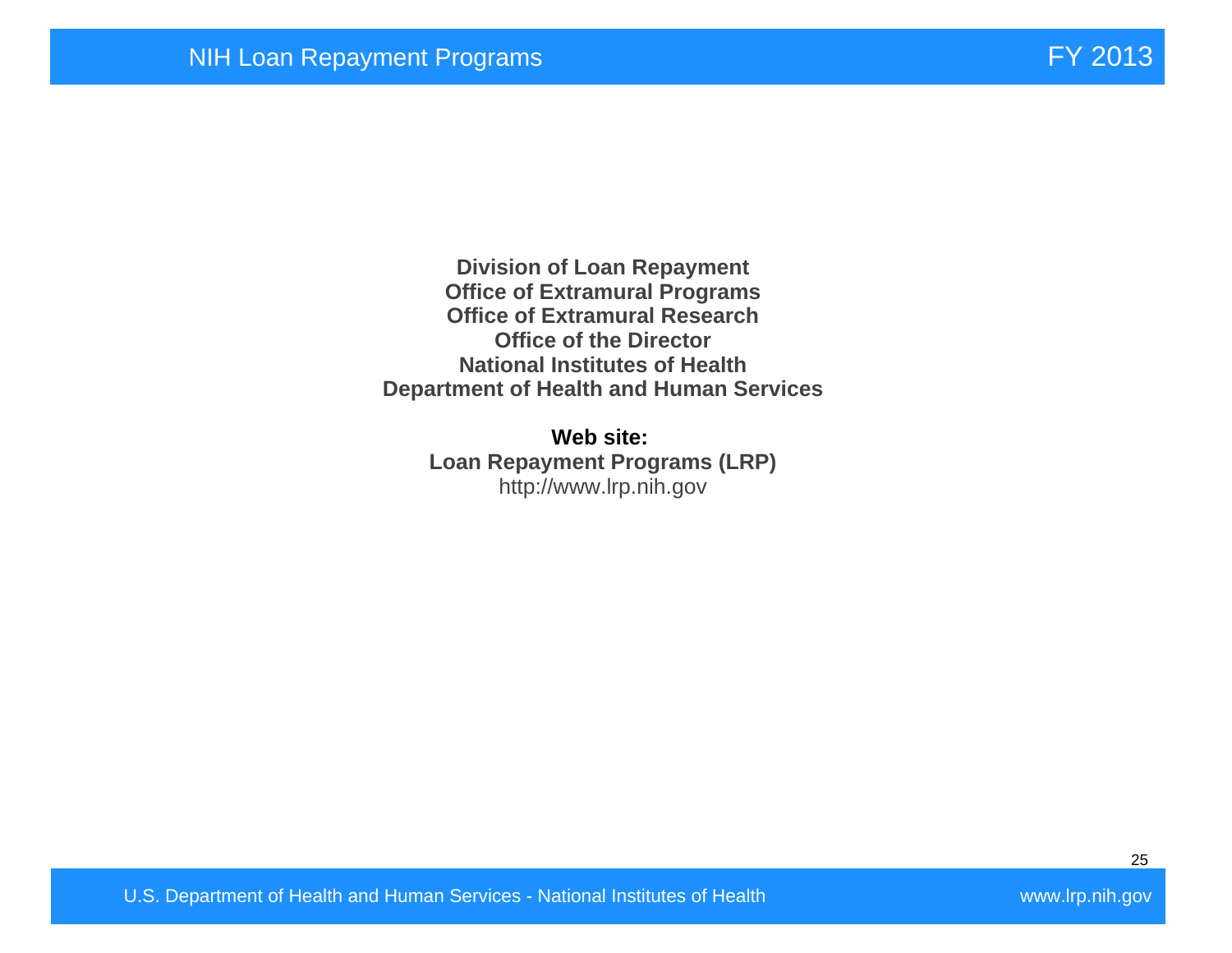**Division of Loan Repayment**
**Office of Extramural Programs**
**Office of Extramural Research**
**Office of the Director**
**National Institutes of Health**
**Department of Health and Human Services**

**Web site:**
**Loan Repayment Programs (LRP)**
http://www.lrp.nih.gov